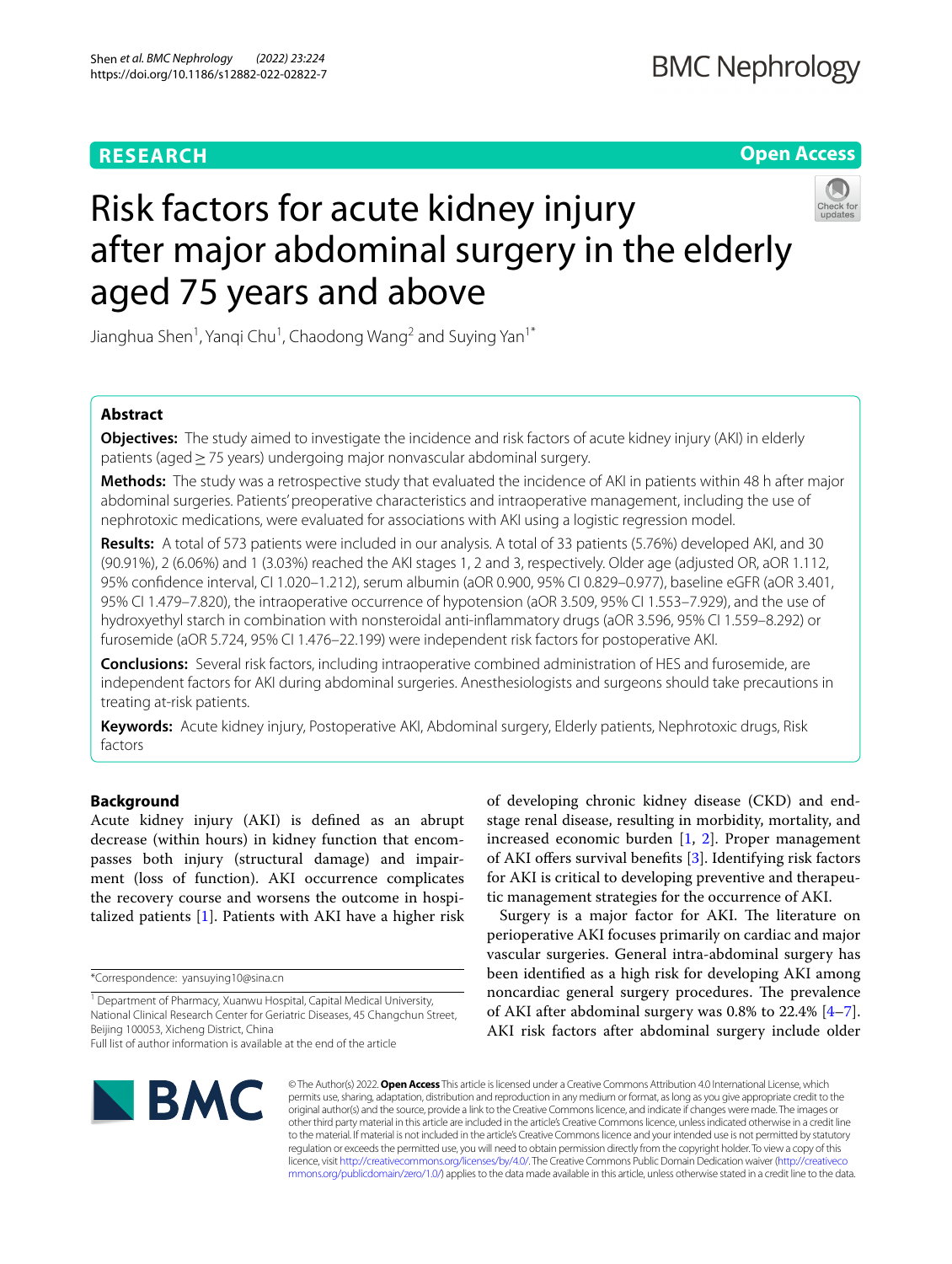RESEARCH

Open Access

# Risk factors for acute kidney injury after major abdominal surgery in the elderly aged 75 years and above

Jianghua Shen[1], Yanqi Chu[1], Chaodong Wang[2] and Suying Yan[1*]

## Abstract

**Objectives:** The study aimed to investigate the incidence and risk factors of acute kidney injury (AKI) in elderly patients (aged ≥ 75 years) undergoing major nonvascular abdominal surgery.

**Methods:** The study was a retrospective study that evaluated the incidence of AKI in patients within 48 h after major abdominal surgeries. Patients' preoperative characteristics and intraoperative management, including the use of nephrotoxic medications, were evaluated for associations with AKI using a logistic regression model.

**Results:** A total of 573 patients were included in our analysis. A total of 33 patients (5.76%) developed AKI, and 30 (90.91%), 2 (6.06%) and 1 (3.03%) reached the AKI stages 1, 2 and 3, respectively. Older age (adjusted OR, aOR 1.112, 95% confidence interval, CI 1.020–1.212), serum albumin (aOR 0.900, 95% CI 0.829–0.977), baseline eGFR (aOR 3.401, 95% CI 1.479–7.820), the intraoperative occurrence of hypotension (aOR 3.509, 95% CI 1.553–7.929), and the use of hydroxyethyl starch in combination with nonsteroidal anti-inflammatory drugs (aOR 3.596, 95% CI 1.559–8.292) or furosemide (aOR 5.724, 95% CI 1.476–22.199) were independent risk factors for postoperative AKI.

**Conclusions:** Several risk factors, including intraoperative combined administration of HES and furosemide, are independent factors for AKI during abdominal surgeries. Anesthesiologists and surgeons should take precautions in treating at-risk patients.

**Keywords:** Acute kidney injury, Postoperative AKI, Abdominal surgery, Elderly patients, Nephrotoxic drugs, Risk factors

## Background

Acute kidney injury (AKI) is defined as an abrupt decrease (within hours) in kidney function that encompasses both injury (structural damage) and impairment (loss of function). AKI occurrence complicates the recovery course and worsens the outcome in hospitalized patients [1]. Patients with AKI have a higher risk of developing chronic kidney disease (CKD) and end-stage renal disease, resulting in morbidity, mortality, and increased economic burden [1, 2]. Proper management of AKI offers survival benefits [3]. Identifying risk factors for AKI is critical to developing preventive and therapeutic management strategies for the occurrence of AKI.

Surgery is a major factor for AKI. The literature on perioperative AKI focuses primarily on cardiac and major vascular surgeries. General intra-abdominal surgery has been identified as a high risk for developing AKI among noncardiac general surgery procedures. The prevalence of AKI after abdominal surgery was 0.8% to 22.4% [4–7]. AKI risk factors after abdominal surgery include older

*Correspondence: yansuying10@sina.cn

[1] Department of Pharmacy, Xuanwu Hospital, Capital Medical University, National Clinical Research Center for Geriatric Diseases, 45 Changchun Street, Beijing 100053, Xicheng District, China

Full list of author information is available at the end of the article

© The Author(s) 2022. **Open Access** This article is licensed under a Creative Commons Attribution 4.0 International License, which permits use, sharing, adaptation, distribution and reproduction in any medium or format, as long as you give appropriate credit to the original author(s) and the source, provide a link to the Creative Commons licence, and indicate if changes were made. The images or other third party material in this article are included in the article's Creative Commons licence, unless indicated otherwise in a credit line to the material. If material is not included in the article's Creative Commons licence and your intended use is not permitted by statutory regulation or exceeds the permitted use, you will need to obtain permission directly from the copyright holder. To view a copy of this licence, visit http://creativecommons.org/licenses/by/4.0/. The Creative Commons Public Domain Dedication waiver (http://creativecommons.org/publicdomain/zero/1.0/) applies to the data made available in this article, unless otherwise stated in a credit line to the data.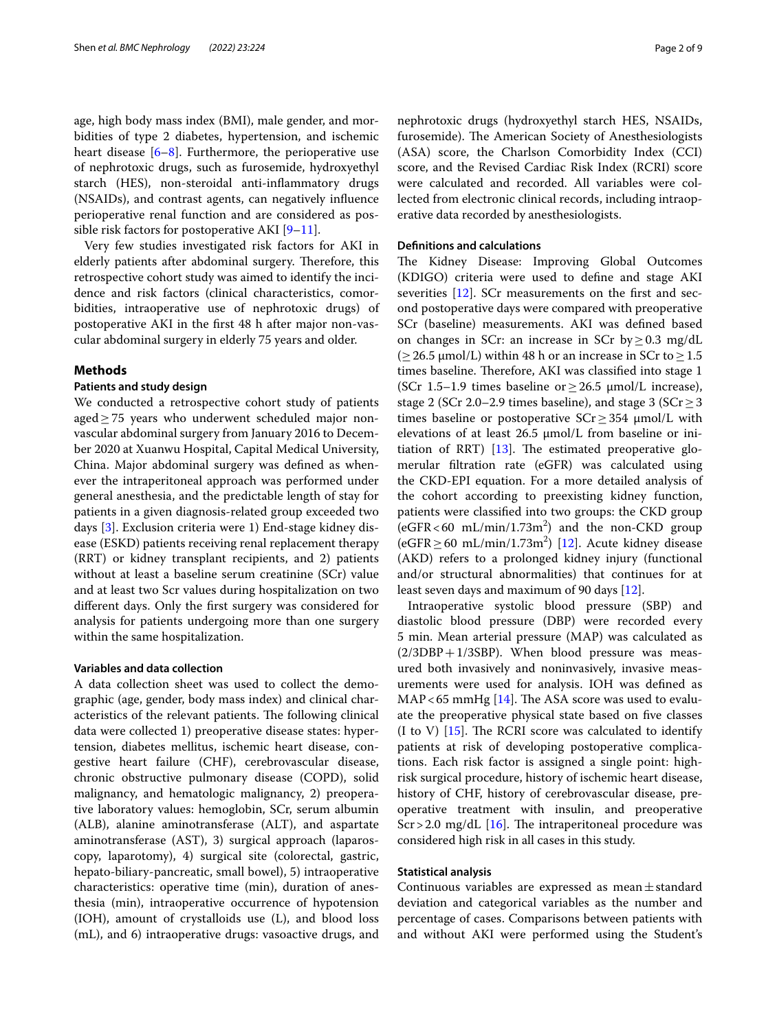age, high body mass index (BMI), male gender, and morbidities of type 2 diabetes, hypertension, and ischemic heart disease [6–8]. Furthermore, the perioperative use of nephrotoxic drugs, such as furosemide, hydroxyethyl starch (HES), non-steroidal anti-inflammatory drugs (NSAIDs), and contrast agents, can negatively influence perioperative renal function and are considered as possible risk factors for postoperative AKI [9–11].

Very few studies investigated risk factors for AKI in elderly patients after abdominal surgery. Therefore, this retrospective cohort study was aimed to identify the incidence and risk factors (clinical characteristics, comorbidities, intraoperative use of nephrotoxic drugs) of postoperative AKI in the first 48 h after major non-vascular abdominal surgery in elderly 75 years and older.

## Methods

### Patients and study design

We conducted a retrospective cohort study of patients aged ≥ 75 years who underwent scheduled major non-vascular abdominal surgery from January 2016 to December 2020 at Xuanwu Hospital, Capital Medical University, China. Major abdominal surgery was defined as whenever the intraperitoneal approach was performed under general anesthesia, and the predictable length of stay for patients in a given diagnosis-related group exceeded two days [3]. Exclusion criteria were 1) End-stage kidney disease (ESKD) patients receiving renal replacement therapy (RRT) or kidney transplant recipients, and 2) patients without at least a baseline serum creatinine (SCr) value and at least two Scr values during hospitalization on two different days. Only the first surgery was considered for analysis for patients undergoing more than one surgery within the same hospitalization.

### Variables and data collection

A data collection sheet was used to collect the demographic (age, gender, body mass index) and clinical characteristics of the relevant patients. The following clinical data were collected 1) preoperative disease states: hypertension, diabetes mellitus, ischemic heart disease, congestive heart failure (CHF), cerebrovascular disease, chronic obstructive pulmonary disease (COPD), solid malignancy, and hematologic malignancy, 2) preoperative laboratory values: hemoglobin, SCr, serum albumin (ALB), alanine aminotransferase (ALT), and aspartate aminotransferase (AST), 3) surgical approach (laparoscopy, laparotomy), 4) surgical site (colorectal, gastric, hepato-biliary-pancreatic, small bowel), 5) intraoperative characteristics: operative time (min), duration of anesthesia (min), intraoperative occurrence of hypotension (IOH), amount of crystalloids use (L), and blood loss (mL), and 6) intraoperative drugs: vasoactive drugs, and nephrotoxic drugs (hydroxyethyl starch HES, NSAIDs, furosemide). The American Society of Anesthesiologists (ASA) score, the Charlson Comorbidity Index (CCI) score, and the Revised Cardiac Risk Index (RCRI) score were calculated and recorded. All variables were collected from electronic clinical records, including intraoperative data recorded by anesthesiologists.

### Definitions and calculations

The Kidney Disease: Improving Global Outcomes (KDIGO) criteria were used to define and stage AKI severities [12]. SCr measurements on the first and second postoperative days were compared with preoperative SCr (baseline) measurements. AKI was defined based on changes in SCr: an increase in SCr by ≥ 0.3 mg/dL (≥ 26.5 μmol/L) within 48 h or an increase in SCr to ≥ 1.5 times baseline. Therefore, AKI was classified into stage 1 (SCr 1.5–1.9 times baseline or ≥ 26.5 μmol/L increase), stage 2 (SCr 2.0–2.9 times baseline), and stage 3 (SCr ≥ 3 times baseline or postoperative SCr ≥ 354 μmol/L with elevations of at least 26.5 μmol/L from baseline or initiation of RRT) [13]. The estimated preoperative glomerular filtration rate (eGFR) was calculated using the CKD-EPI equation. For a more detailed analysis of the cohort according to preexisting kidney function, patients were classified into two groups: the CKD group (eGFR < 60 mL/min/1.73m$^2$) and the non-CKD group (eGFR ≥ 60 mL/min/1.73m$^2$) [12]. Acute kidney disease (AKD) refers to a prolonged kidney injury (functional and/or structural abnormalities) that continues for at least seven days and maximum of 90 days [12].

Intraoperative systolic blood pressure (SBP) and diastolic blood pressure (DBP) were recorded every 5 min. Mean arterial pressure (MAP) was calculated as (2/3DBP + 1/3SBP). When blood pressure was measured both invasively and noninvasively, invasive measurements were used for analysis. IOH was defined as MAP < 65 mmHg [14]. The ASA score was used to evaluate the preoperative physical state based on five classes (I to V) [15]. The RCRI score was calculated to identify patients at risk of developing postoperative complications. Each risk factor is assigned a single point: high-risk surgical procedure, history of ischemic heart disease, history of CHF, history of cerebrovascular disease, preoperative treatment with insulin, and preoperative Scr > 2.0 mg/dL [16]. The intraperitoneal procedure was considered high risk in all cases in this study.

### Statistical analysis

Continuous variables are expressed as mean ± standard deviation and categorical variables as the number and percentage of cases. Comparisons between patients with and without AKI were performed using the Student's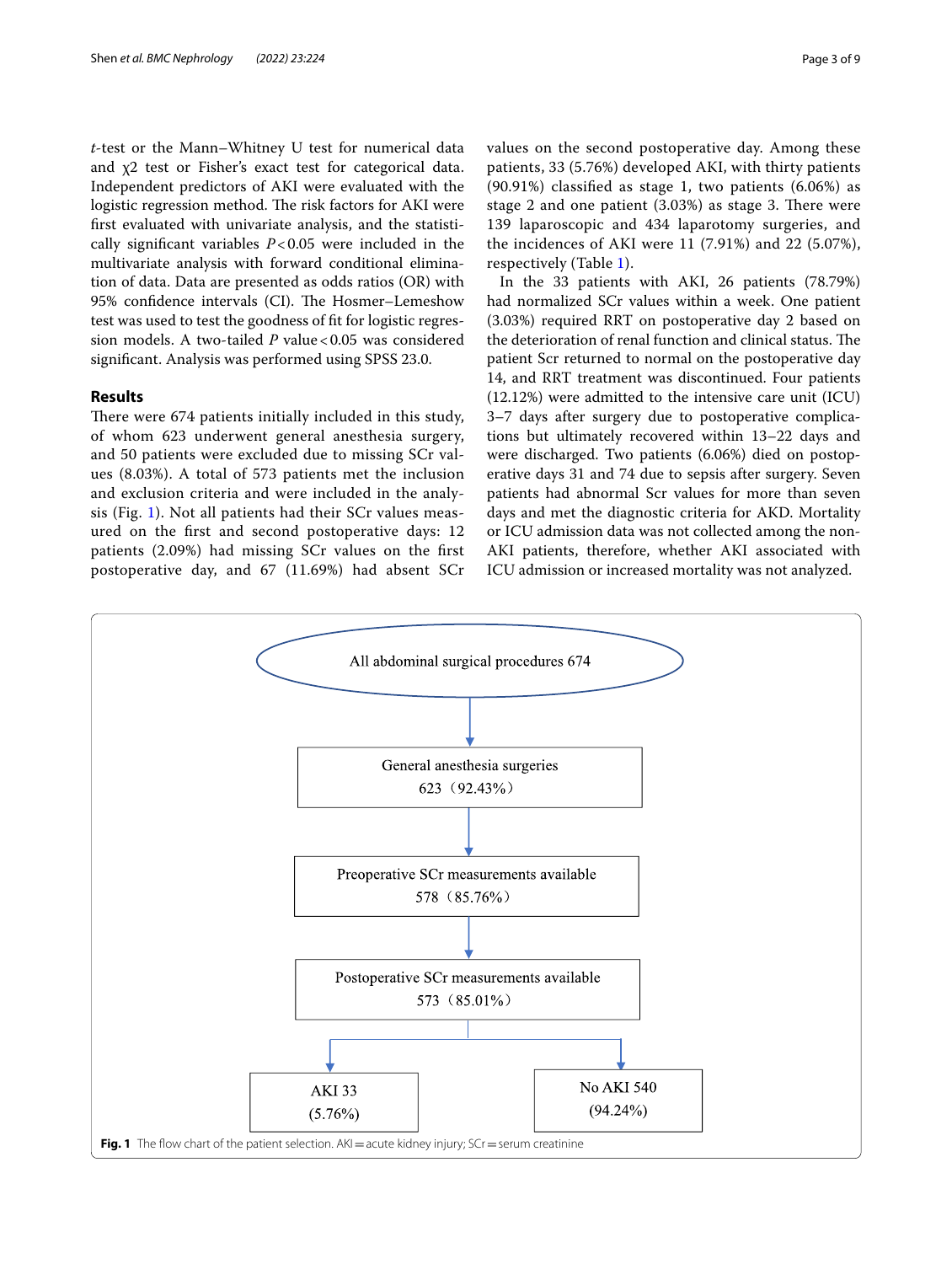*t*-test or the Mann–Whitney U test for numerical data and $\chi 2$ test or Fisher's exact test for categorical data. Independent predictors of AKI were evaluated with the logistic regression method. The risk factors for AKI were first evaluated with univariate analysis, and the statistically significant variables $P<0.05$ were included in the multivariate analysis with forward conditional elimination of data. Data are presented as odds ratios (OR) with 95% confidence intervals (CI). The Hosmer–Lemeshow test was used to test the goodness of fit for logistic regression models. A two-tailed $P$ value $<0.05$ was considered significant. Analysis was performed using SPSS 23.0.

## Results

There were 674 patients initially included in this study, of whom 623 underwent general anesthesia surgery, and 50 patients were excluded due to missing SCr values (8.03%). A total of 573 patients met the inclusion and exclusion criteria and were included in the analysis (Fig. 1). Not all patients had their SCr values measured on the first and second postoperative days: 12 patients (2.09%) had missing SCr values on the first postoperative day, and 67 (11.69%) had absent SCr values on the second postoperative day. Among these patients, 33 (5.76%) developed AKI, with thirty patients (90.91%) classified as stage 1, two patients (6.06%) as stage 2 and one patient (3.03%) as stage 3. There were 139 laparoscopic and 434 laparotomy surgeries, and the incidences of AKI were 11 (7.91%) and 22 (5.07%), respectively (Table 1).

In the 33 patients with AKI, 26 patients (78.79%) had normalized SCr values within a week. One patient (3.03%) required RRT on postoperative day 2 based on the deterioration of renal function and clinical status. The patient Scr returned to normal on the postoperative day 14, and RRT treatment was discontinued. Four patients (12.12%) were admitted to the intensive care unit (ICU) 3–7 days after surgery due to postoperative complications but ultimately recovered within 13–22 days and were discharged. Two patients (6.06%) died on postoperative days 31 and 74 due to sepsis after surgery. Seven patients had abnormal Scr values for more than seven days and met the diagnostic criteria for AKD. Mortality or ICU admission data was not collected among the non-AKI patients, therefore, whether AKI associated with ICU admission or increased mortality was not analyzed.

All abdominal surgical procedures 674

General anesthesia surgeries 623（92.43%）

Preoperative SCr measurements available 578（85.76%）

Postoperative SCr measurements available 573（85.01%）

AKI 33 (5.76%)

No AKI 540 (94.24%)

**Fig. 1** The flow chart of the patient selection. AKI = acute kidney injury; SCr = serum creatinine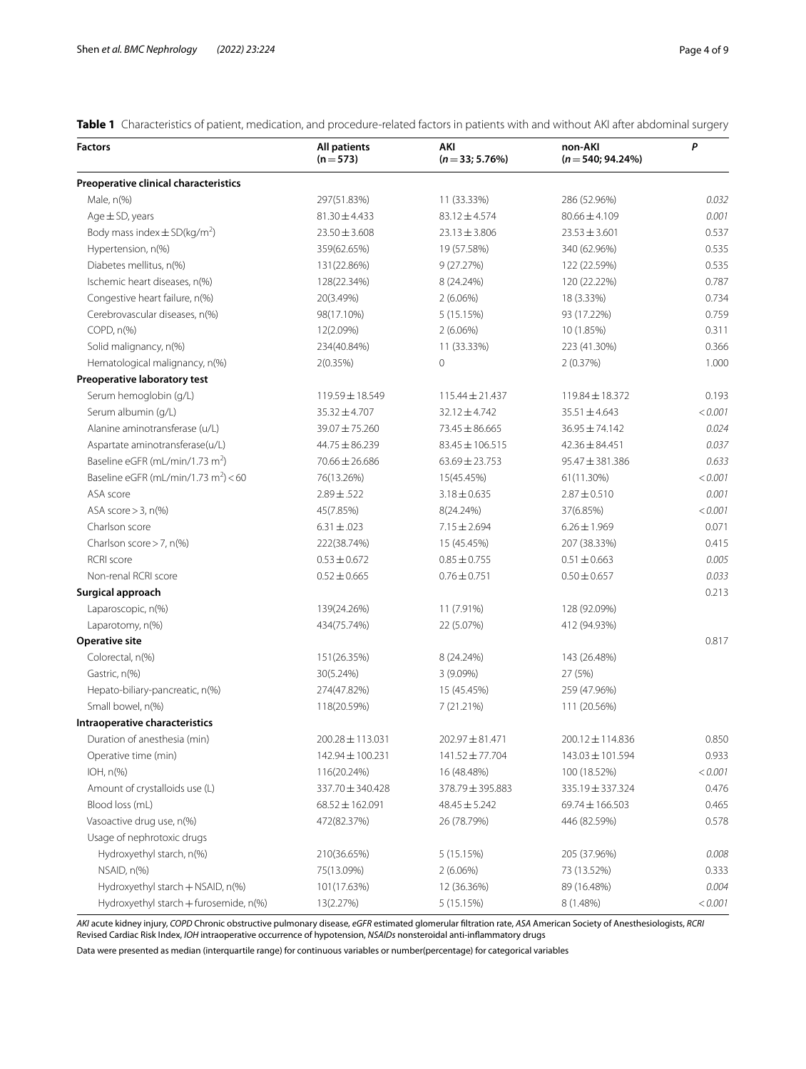**Table 1** Characteristics of patient, medication, and procedure-related factors in patients with and without AKI after abdominal surgery

| Factors | All patients (n = 573) | AKI (n = 33; 5.76%) | non-AKI (n = 540; 94.24%) | P |
|---|---|---|---|---|
| **Preoperative clinical characteristics** | | | | |
| Male, n(%) | 297(51.83%) | 11 (33.33%) | 286 (52.96%) | *0.032* |
| Age ± SD, years | 81.30 ± 4.433 | 83.12 ± 4.574 | 80.66 ± 4.109 | *0.001* |
| Body mass index ± SD(kg/m$^2$) | 23.50 ± 3.608 | 23.13 ± 3.806 | 23.53 ± 3.601 | 0.537 |
| Hypertension, n(%) | 359(62.65%) | 19 (57.58%) | 340 (62.96%) | 0.535 |
| Diabetes mellitus, n(%) | 131(22.86%) | 9 (27.27%) | 122 (22.59%) | 0.535 |
| Ischemic heart diseases, n(%) | 128(22.34%) | 8 (24.24%) | 120 (22.22%) | 0.787 |
| Congestive heart failure, n(%) | 20(3.49%) | 2 (6.06%) | 18 (3.33%) | 0.734 |
| Cerebrovascular diseases, n(%) | 98(17.10%) | 5 (15.15%) | 93 (17.22%) | 0.759 |
| COPD, n(%) | 12(2.09%) | 2 (6.06%) | 10 (1.85%) | 0.311 |
| Solid malignancy, n(%) | 234(40.84%) | 11 (33.33%) | 223 (41.30%) | 0.366 |
| Hematological malignancy, n(%) | 2(0.35%) | 0 | 2 (0.37%) | 1.000 |
| **Preoperative laboratory test** | | | | |
| Serum hemoglobin (g/L) | 119.59 ± 18.549 | 115.44 ± 21.437 | 119.84 ± 18.372 | 0.193 |
| Serum albumin (g/L) | 35.32 ± 4.707 | 32.12 ± 4.742 | 35.51 ± 4.643 | *< 0.001* |
| Alanine aminotransferase (u/L) | 39.07 ± 75.260 | 73.45 ± 86.665 | 36.95 ± 74.142 | *0.024* |
| Aspartate aminotransferase(u/L) | 44.75 ± 86.239 | 83.45 ± 106.515 | 42.36 ± 84.451 | *0.037* |
| Baseline eGFR (mL/min/1.73 m$^2$) | 70.66 ± 26.686 | 63.69 ± 23.753 | 95.47 ± 381.386 | *0.633* |
| Baseline eGFR (mL/min/1.73 m$^2$) < 60 | 76(13.26%) | 15(45.45%) | 61(11.30%) | *< 0.001* |
| ASA score | 2.89 ± .522 | 3.18 ± 0.635 | 2.87 ± 0.510 | *0.001* |
| ASA score > 3, n(%) | 45(7.85%) | 8(24.24%) | 37(6.85%) | *< 0.001* |
| Charlson score | 6.31 ± .023 | 7.15 ± 2.694 | 6.26 ± 1.969 | 0.071 |
| Charlson score > 7, n(%) | 222(38.74%) | 15 (45.45%) | 207 (38.33%) | 0.415 |
| RCRI score | 0.53 ± 0.672 | 0.85 ± 0.755 | 0.51 ± 0.663 | *0.005* |
| Non-renal RCRI score | 0.52 ± 0.665 | 0.76 ± 0.751 | 0.50 ± 0.657 | *0.033* |
| **Surgical approach** | | | | 0.213 |
| Laparoscopic, n(%) | 139(24.26%) | 11 (7.91%) | 128 (92.09%) | |
| Laparotomy, n(%) | 434(75.74%) | 22 (5.07%) | 412 (94.93%) | |
| **Operative site** | | | | 0.817 |
| Colorectal, n(%) | 151(26.35%) | 8 (24.24%) | 143 (26.48%) | |
| Gastric, n(%) | 30(5.24%) | 3 (9.09%) | 27 (5%) | |
| Hepato-biliary-pancreatic, n(%) | 274(47.82%) | 15 (45.45%) | 259 (47.96%) | |
| Small bowel, n(%) | 118(20.59%) | 7 (21.21%) | 111 (20.56%) | |
| **Intraoperative characteristics** | | | | |
| Duration of anesthesia (min) | 200.28 ± 113.031 | 202.97 ± 81.471 | 200.12 ± 114.836 | 0.850 |
| Operative time (min) | 142.94 ± 100.231 | 141.52 ± 77.704 | 143.03 ± 101.594 | 0.933 |
| IOH, n(%) | 116(20.24%) | 16 (48.48%) | 100 (18.52%) | *< 0.001* |
| Amount of crystalloids use (L) | 337.70 ± 340.428 | 378.79 ± 395.883 | 335.19 ± 337.324 | 0.476 |
| Blood loss (mL) | 68.52 ± 162.091 | 48.45 ± 5.242 | 69.74 ± 166.503 | 0.465 |
| Vasoactive drug use, n(%) | 472(82.37%) | 26 (78.79%) | 446 (82.59%) | 0.578 |
| Usage of nephrotoxic drugs | | | | |
| Hydroxyethyl starch, n(%) | 210(36.65%) | 5 (15.15%) | 205 (37.96%) | *0.008* |
| NSAID, n(%) | 75(13.09%) | 2 (6.06%) | 73 (13.52%) | 0.333 |
| Hydroxyethyl starch + NSAID, n(%) | 101(17.63%) | 12 (36.36%) | 89 (16.48%) | *0.004* |
| Hydroxyethyl starch + furosemide, n(%) | 13(2.27%) | 5 (15.15%) | 8 (1.48%) | *< 0.001* |

*AKI* acute kidney injury, *COPD* Chronic obstructive pulmonary disease, *eGFR* estimated glomerular filtration rate, *ASA* American Society of Anesthesiologists, *RCRI* Revised Cardiac Risk Index, *IOH* intraoperative occurrence of hypotension, *NSAIDs* nonsteroidal anti-inflammatory drugs

Data were presented as median (interquartile range) for continuous variables or number(percentage) for categorical variables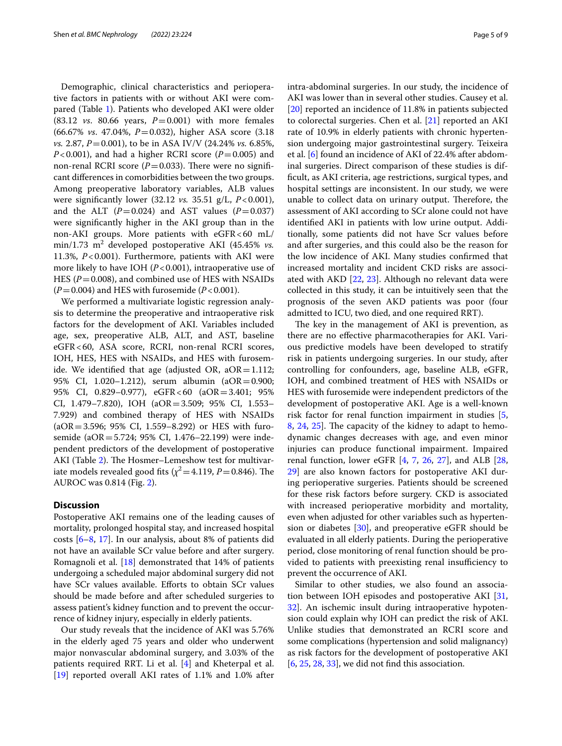Demographic, clinical characteristics and perioperative factors in patients with or without AKI were compared (Table 1). Patients who developed AKI were older (83.12 *vs*. 80.66 years, $P=0.001$) with more females (66.67% *vs*. 47.04%, $P=0.032$), higher ASA score (3.18 *vs.* 2.87, $P=0.001$), to be in ASA IV/V (24.24% *vs.* 6.85%, $P<0.001$), and had a higher RCRI score ($P=0.005$) and non-renal RCRI score ($P=0.033$). There were no significant differences in comorbidities between the two groups. Among preoperative laboratory variables, ALB values were significantly lower (32.12 *vs.* 35.51 g/L, $P<0.001$), and the ALT ($P=0.024$) and AST values ($P=0.037$) were significantly higher in the AKI group than in the non-AKI groups. More patients with eGFR < 60 mL/min/1.73 m$^2$ developed postoperative AKI (45.45% *vs.* 11.3%, $P<0.001$). Furthermore, patients with AKI were more likely to have IOH ($P<0.001$), intraoperative use of HES ($P=0.008$), and combined use of HES with NSAIDs ($P=0.004$) and HES with furosemide ($P<0.001$).

We performed a multivariate logistic regression analysis to determine the preoperative and intraoperative risk factors for the development of AKI. Variables included age, sex, preoperative ALB, ALT, and AST, baseline eGFR < 60, ASA score, RCRI, non-renal RCRI scores, IOH, HES, HES with NSAIDs, and HES with furosemide. We identified that age (adjusted OR, aOR = 1.112; 95% CI, 1.020–1.212), serum albumin (aOR = 0.900; 95% CI, 0.829–0.977), eGFR < 60 (aOR = 3.401; 95% CI, 1.479–7.820), IOH (aOR = 3.509; 95% CI, 1.553–7.929) and combined therapy of HES with NSAIDs (aOR = 3.596; 95% CI, 1.559–8.292) or HES with furosemide (aOR = 5.724; 95% CI, 1.476–22.199) were independent predictors of the development of postoperative AKI (Table 2). The Hosmer–Lemeshow test for multivariate models revealed good fits ($\chi^2=4.119$, $P=0.846$). The AUROC was 0.814 (Fig. 2).

## Discussion

Postoperative AKI remains one of the leading causes of mortality, prolonged hospital stay, and increased hospital costs [6–8, 17]. In our analysis, about 8% of patients did not have an available SCr value before and after surgery. Romagnoli et al. [18] demonstrated that 14% of patients undergoing a scheduled major abdominal surgery did not have SCr values available. Efforts to obtain SCr values should be made before and after scheduled surgeries to assess patient's kidney function and to prevent the occurrence of kidney injury, especially in elderly patients.

Our study reveals that the incidence of AKI was 5.76% in the elderly aged 75 years and older who underwent major nonvascular abdominal surgery, and 3.03% of the patients required RRT. Li et al. [4] and Kheterpal et al. [19] reported overall AKI rates of 1.1% and 1.0% after intra-abdominal surgeries. In our study, the incidence of AKI was lower than in several other studies. Causey et al. [20] reported an incidence of 11.8% in patients subjected to colorectal surgeries. Chen et al. [21] reported an AKI rate of 10.9% in elderly patients with chronic hypertension undergoing major gastrointestinal surgery. Teixeira et al. [6] found an incidence of AKI of 22.4% after abdominal surgeries. Direct comparison of these studies is difficult, as AKI criteria, age restrictions, surgical types, and hospital settings are inconsistent. In our study, we were unable to collect data on urinary output. Therefore, the assessment of AKI according to SCr alone could not have identified AKI in patients with low urine output. Additionally, some patients did not have Scr values before and after surgeries, and this could also be the reason for the low incidence of AKI. Many studies confirmed that increased mortality and incident CKD risks are associated with AKD [22, 23]. Although no relevant data were collected in this study, it can be intuitively seen that the prognosis of the seven AKD patients was poor (four admitted to ICU, two died, and one required RRT).

The key in the management of AKI is prevention, as there are no effective pharmacotherapies for AKI. Various predictive models have been developed to stratify risk in patients undergoing surgeries. In our study, after controlling for confounders, age, baseline ALB, eGFR, IOH, and combined treatment of HES with NSAIDs or HES with furosemide were independent predictors of the development of postoperative AKI. Age is a well-known risk factor for renal function impairment in studies [5, 8, 24, 25]. The capacity of the kidney to adapt to hemodynamic changes decreases with age, and even minor injuries can produce functional impairment. Impaired renal function, lower eGFR [4, 7, 26, 27], and ALB [28, 29] are also known factors for postoperative AKI during perioperative surgeries. Patients should be screened for these risk factors before surgery. CKD is associated with increased perioperative morbidity and mortality, even when adjusted for other variables such as hypertension or diabetes [30], and preoperative eGFR should be evaluated in all elderly patients. During the perioperative period, close monitoring of renal function should be provided to patients with preexisting renal insufficiency to prevent the occurrence of AKI.

Similar to other studies, we also found an association between IOH episodes and postoperative AKI [31, 32]. An ischemic insult during intraoperative hypotension could explain why IOH can predict the risk of AKI. Unlike studies that demonstrated an RCRI score and some complications (hypertension and solid malignancy) as risk factors for the development of postoperative AKI [6, 25, 28, 33], we did not find this association.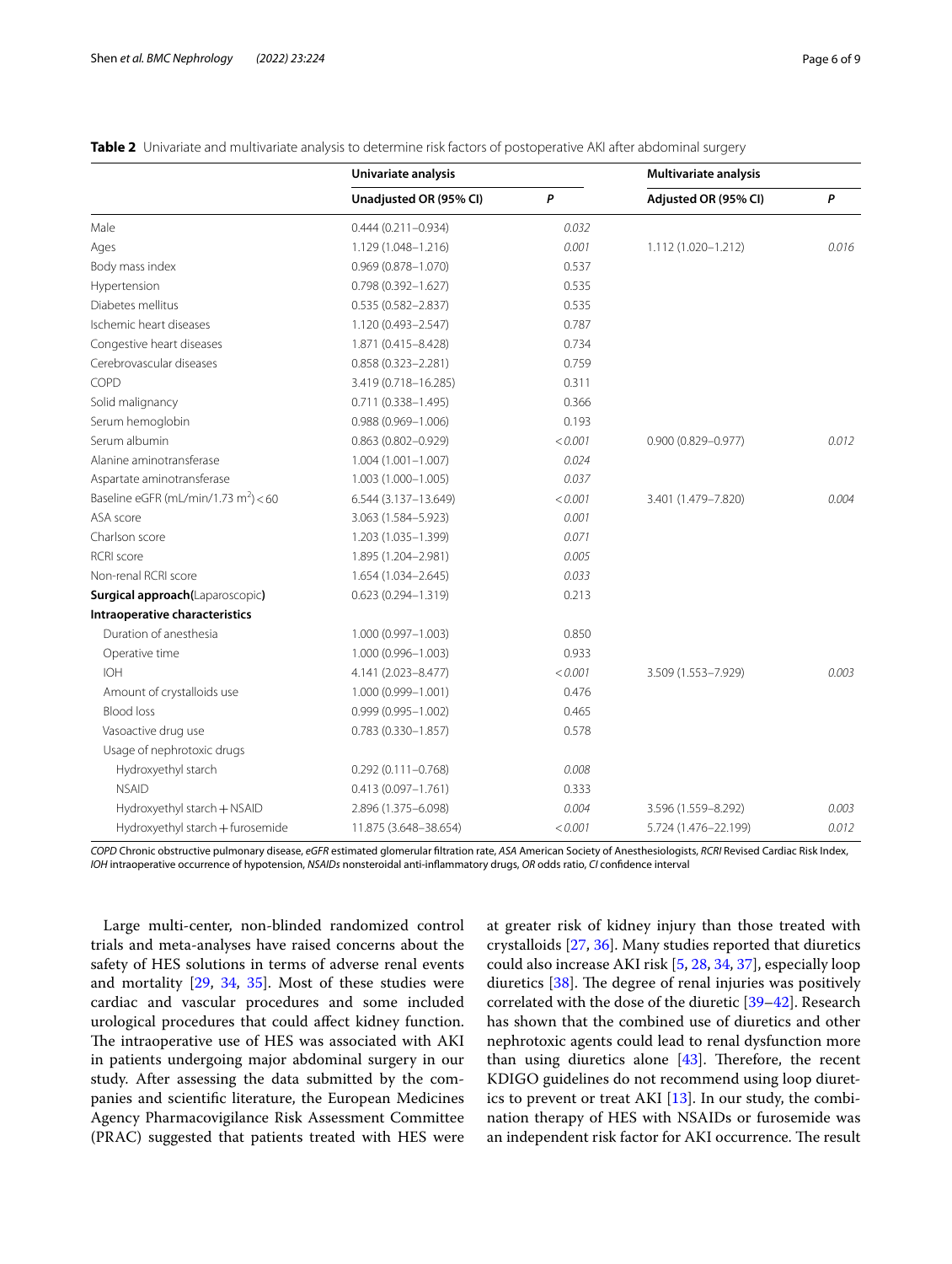**Table 2** Univariate and multivariate analysis to determine risk factors of postoperative AKI after abdominal surgery

| | Univariate analysis | | Multivariate analysis | |
|---|---|---|---|---|
| | Unadjusted OR (95% CI) | *P* | Adjusted OR (95% CI) | *P* |
| Male | 0.444 (0.211–0.934) | *0.032* | | |
| Ages | 1.129 (1.048–1.216) | *0.001* | 1.112 (1.020–1.212) | *0.016* |
| Body mass index | 0.969 (0.878–1.070) | 0.537 | | |
| Hypertension | 0.798 (0.392–1.627) | 0.535 | | |
| Diabetes mellitus | 0.535 (0.582–2.837) | 0.535 | | |
| Ischemic heart diseases | 1.120 (0.493–2.547) | 0.787 | | |
| Congestive heart diseases | 1.871 (0.415–8.428) | 0.734 | | |
| Cerebrovascular diseases | 0.858 (0.323–2.281) | 0.759 | | |
| COPD | 3.419 (0.718–16.285) | 0.311 | | |
| Solid malignancy | 0.711 (0.338–1.495) | 0.366 | | |
| Serum hemoglobin | 0.988 (0.969–1.006) | 0.193 | | |
| Serum albumin | 0.863 (0.802–0.929) | *<0.001* | 0.900 (0.829–0.977) | *0.012* |
| Alanine aminotransferase | 1.004 (1.001–1.007) | *0.024* | | |
| Aspartate aminotransferase | 1.003 (1.000–1.005) | *0.037* | | |
| Baseline eGFR (mL/min/1.73 m$^2$) < 60 | 6.544 (3.137–13.649) | *<0.001* | 3.401 (1.479–7.820) | *0.004* |
| ASA score | 3.063 (1.584–5.923) | *0.001* | | |
| Charlson score | 1.203 (1.035–1.399) | *0.071* | | |
| RCRI score | 1.895 (1.204–2.981) | *0.005* | | |
| Non-renal RCRI score | 1.654 (1.034–2.645) | *0.033* | | |
| **Surgical approach**(Laparoscopic**)** | 0.623 (0.294–1.319) | 0.213 | | |
| **Intraoperative characteristics** | | | | |
| Duration of anesthesia | 1.000 (0.997–1.003) | 0.850 | | |
| Operative time | 1.000 (0.996–1.003) | 0.933 | | |
| IOH | 4.141 (2.023–8.477) | *<0.001* | 3.509 (1.553–7.929) | *0.003* |
| Amount of crystalloids use | 1.000 (0.999–1.001) | 0.476 | | |
| Blood loss | 0.999 (0.995–1.002) | 0.465 | | |
| Vasoactive drug use | 0.783 (0.330–1.857) | 0.578 | | |
| Usage of nephrotoxic drugs | | | | |
| Hydroxyethyl starch | 0.292 (0.111–0.768) | *0.008* | | |
| NSAID | 0.413 (0.097–1.761) | 0.333 | | |
| Hydroxyethyl starch + NSAID | 2.896 (1.375–6.098) | *0.004* | 3.596 (1.559–8.292) | *0.003* |
| Hydroxyethyl starch + furosemide | 11.875 (3.648–38.654) | *<0.001* | 5.724 (1.476–22.199) | *0.012* |

*COPD* Chronic obstructive pulmonary disease, *eGFR* estimated glomerular filtration rate, *ASA* American Society of Anesthesiologists, *RCRI* Revised Cardiac Risk Index, *IOH* intraoperative occurrence of hypotension, *NSAIDs* nonsteroidal anti-inflammatory drugs, *OR* odds ratio, *CI* confidence interval

Large multi-center, non-blinded randomized control trials and meta-analyses have raised concerns about the safety of HES solutions in terms of adverse renal events and mortality [29, 34, 35]. Most of these studies were cardiac and vascular procedures and some included urological procedures that could affect kidney function. The intraoperative use of HES was associated with AKI in patients undergoing major abdominal surgery in our study. After assessing the data submitted by the companies and scientific literature, the European Medicines Agency Pharmacovigilance Risk Assessment Committee (PRAC) suggested that patients treated with HES were at greater risk of kidney injury than those treated with crystalloids [27, 36]. Many studies reported that diuretics could also increase AKI risk [5, 28, 34, 37], especially loop diuretics [38]. The degree of renal injuries was positively correlated with the dose of the diuretic [39–42]. Research has shown that the combined use of diuretics and other nephrotoxic agents could lead to renal dysfunction more than using diuretics alone [43]. Therefore, the recent KDIGO guidelines do not recommend using loop diuretics to prevent or treat AKI [13]. In our study, the combination therapy of HES with NSAIDs or furosemide was an independent risk factor for AKI occurrence. The result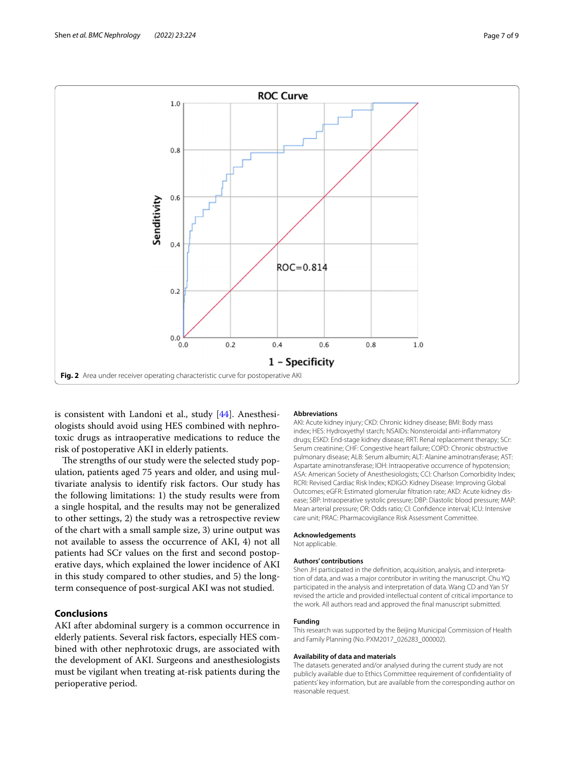Fig. 2 Area under receiver operating characteristic curve for postoperative AKI

is consistent with Landoni et al., study [44]. Anesthesiologists should avoid using HES combined with nephrotoxic drugs as intraoperative medications to reduce the risk of postoperative AKI in elderly patients.

The strengths of our study were the selected study population, patients aged 75 years and older, and using multivariate analysis to identify risk factors. Our study has the following limitations: 1) the study results were from a single hospital, and the results may not be generalized to other settings, 2) the study was a retrospective review of the chart with a small sample size, 3) urine output was not available to assess the occurrence of AKI, 4) not all patients had SCr values on the first and second postoperative days, which explained the lower incidence of AKI in this study compared to other studies, and 5) the long-term consequence of post-surgical AKI was not studied.

## Conclusions

AKI after abdominal surgery is a common occurrence in elderly patients. Several risk factors, especially HES combined with other nephrotoxic drugs, are associated with the development of AKI. Surgeons and anesthesiologists must be vigilant when treating at-risk patients during the perioperative period.

### Abbreviations

AKI: Acute kidney injury; CKD: Chronic kidney disease; BMI: Body mass index; HES: Hydroxyethyl starch; NSAIDs: Nonsteroidal anti-inflammatory drugs; ESKD: End-stage kidney disease; RRT: Renal replacement therapy; SCr: Serum creatinine; CHF: Congestive heart failure; COPD: Chronic obstructive pulmonary disease; ALB: Serum albumin; ALT: Alanine aminotransferase; AST: Aspartate aminotransferase; IOH: Intraoperative occurrence of hypotension; ASA: American Society of Anesthesiologists; CCI: Charlson Comorbidity Index; RCRI: Revised Cardiac Risk Index; KDIGO: Kidney Disease: Improving Global Outcomes; eGFR: Estimated glomerular filtration rate; AKD: Acute kidney disease; SBP: Intraoperative systolic pressure; DBP: Diastolic blood pressure; MAP: Mean arterial pressure; OR: Odds ratio; CI: Confidence interval; ICU: Intensive care unit; PRAC: Pharmacovigilance Risk Assessment Committee.

### Acknowledgements

Not applicable.

### Authors' contributions

Shen JH participated in the definition, acquisition, analysis, and interpretation of data, and was a major contributor in writing the manuscript. Chu YQ participated in the analysis and interpretation of data. Wang CD and Yan SY revised the article and provided intellectual content of critical importance to the work. All authors read and approved the final manuscript submitted.

### Funding

This research was supported by the Beijing Municipal Commission of Health and Family Planning (No. PXM2017_026283_000002).

### Availability of data and materials

The datasets generated and/or analysed during the current study are not publicly available due to Ethics Committee requirement of confidentiality of patients' key information, but are available from the corresponding author on reasonable request.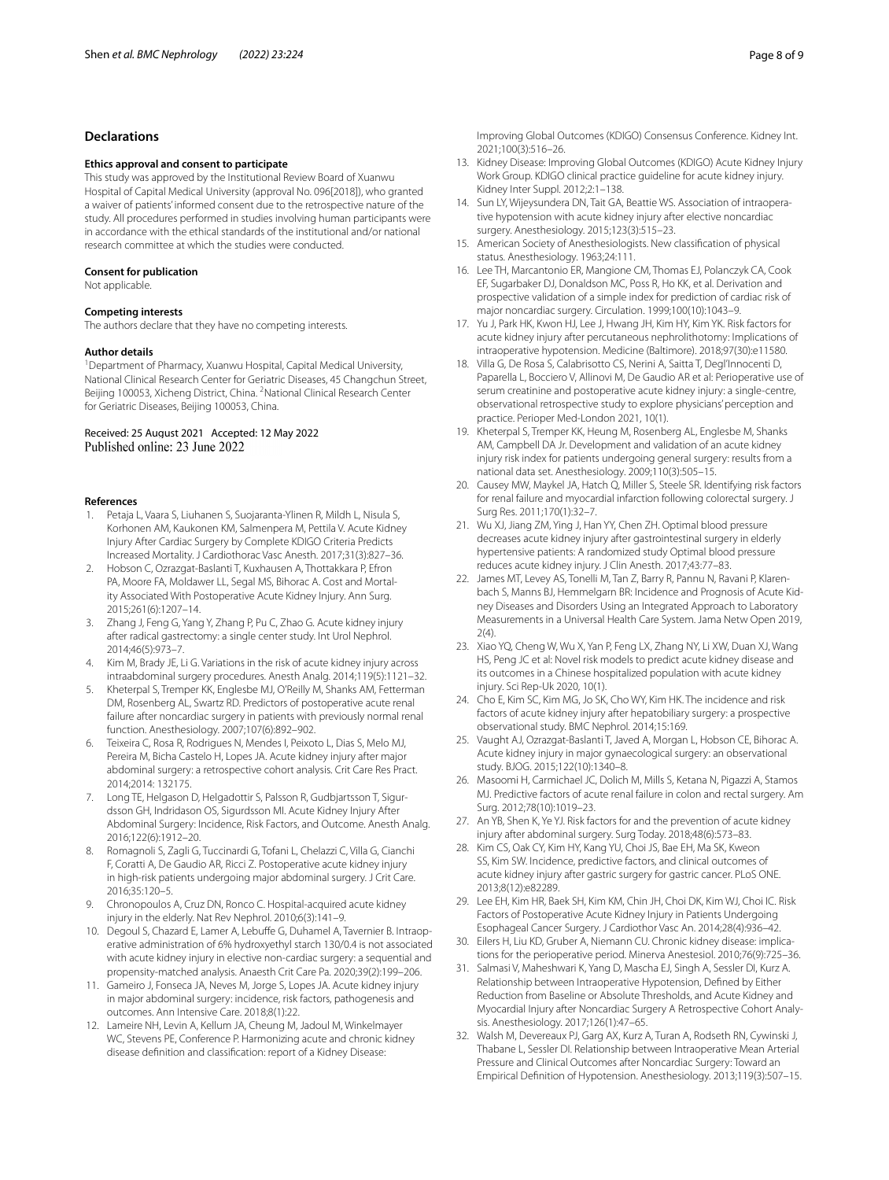## Declarations

### Ethics approval and consent to participate

This study was approved by the Institutional Review Board of Xuanwu Hospital of Capital Medical University (approval No. 096[2018]), who granted a waiver of patients' informed consent due to the retrospective nature of the study. All procedures performed in studies involving human participants were in accordance with the ethical standards of the institutional and/or national research committee at which the studies were conducted.

### Consent for publication

Not applicable.

### Competing interests

The authors declare that they have no competing interests.

### Author details

[1]Department of Pharmacy, Xuanwu Hospital, Capital Medical University, National Clinical Research Center for Geriatric Diseases, 45 Changchun Street, Beijing 100053, Xicheng District, China. [2]National Clinical Research Center for Geriatric Diseases, Beijing 100053, China.

Received: 25 August 2021 Accepted: 12 May 2022
Published online: 23 June 2022

### References

1. Petaja L, Vaara S, Liuhanen S, Suojaranta-Ylinen R, Mildh L, Nisula S, Korhonen AM, Kaukonen KM, Salmenpera M, Pettila V. Acute Kidney Injury After Cardiac Surgery by Complete KDIGO Criteria Predicts Increased Mortality. J Cardiothorac Vasc Anesth. 2017;31(3):827–36.
2. Hobson C, Ozrazgat-Baslanti T, Kuxhausen A, Thottakkara P, Efron PA, Moore FA, Moldawer LL, Segal MS, Bihorac A. Cost and Mortality Associated With Postoperative Acute Kidney Injury. Ann Surg. 2015;261(6):1207–14.
3. Zhang J, Feng G, Yang Y, Zhang P, Pu C, Zhao G. Acute kidney injury after radical gastrectomy: a single center study. Int Urol Nephrol. 2014;46(5):973–7.
4. Kim M, Brady JE, Li G. Variations in the risk of acute kidney injury across intraabdominal surgery procedures. Anesth Analg. 2014;119(5):1121–32.
5. Kheterpal S, Tremper KK, Englesbe MJ, O'Reilly M, Shanks AM, Fetterman DM, Rosenberg AL, Swartz RD. Predictors of postoperative acute renal failure after noncardiac surgery in patients with previously normal renal function. Anesthesiology. 2007;107(6):892–902.
6. Teixeira C, Rosa R, Rodrigues N, Mendes I, Peixoto L, Dias S, Melo MJ, Pereira M, Bicha Castelo H, Lopes JA. Acute kidney injury after major abdominal surgery: a retrospective cohort analysis. Crit Care Res Pract. 2014;2014: 132175.
7. Long TE, Helgason D, Helgadottir S, Palsson R, Gudbjartsson T, Sigurdsson GH, Indridason OS, Sigurdsson MI. Acute Kidney Injury After Abdominal Surgery: Incidence, Risk Factors, and Outcome. Anesth Analg. 2016;122(6):1912–20.
8. Romagnoli S, Zagli G, Tuccinardi G, Tofani L, Chelazzi C, Villa G, Cianchi F, Coratti A, De Gaudio AR, Ricci Z. Postoperative acute kidney injury in high-risk patients undergoing major abdominal surgery. J Crit Care. 2016;35:120–5.
9. Chronopoulos A, Cruz DN, Ronco C. Hospital-acquired acute kidney injury in the elderly. Nat Rev Nephrol. 2010;6(3):141–9.
10. Degoul S, Chazard E, Lamer A, Lebuffe G, Duhamel A, Tavernier B. Intraoperative administration of 6% hydroxyethyl starch 130/0.4 is not associated with acute kidney injury in elective non-cardiac surgery: a sequential and propensity-matched analysis. Anaesth Crit Care Pa. 2020;39(2):199–206.
11. Gameiro J, Fonseca JA, Neves M, Jorge S, Lopes JA. Acute kidney injury in major abdominal surgery: incidence, risk factors, pathogenesis and outcomes. Ann Intensive Care. 2018;8(1):22.
12. Lameire NH, Levin A, Kellum JA, Cheung M, Jadoul M, Winkelmayer WC, Stevens PE, Conference P. Harmonizing acute and chronic kidney disease definition and classification: report of a Kidney Disease: Improving Global Outcomes (KDIGO) Consensus Conference. Kidney Int. 2021;100(3):516–26.
13. Kidney Disease: Improving Global Outcomes (KDIGO) Acute Kidney Injury Work Group. KDIGO clinical practice guideline for acute kidney injury. Kidney Inter Suppl. 2012;2:1–138.
14. Sun LY, Wijeysundera DN, Tait GA, Beattie WS. Association of intraoperative hypotension with acute kidney injury after elective noncardiac surgery. Anesthesiology. 2015;123(3):515–23.
15. American Society of Anesthesiologists. New classification of physical status. Anesthesiology. 1963;24:111.
16. Lee TH, Marcantonio ER, Mangione CM, Thomas EJ, Polanczyk CA, Cook EF, Sugarbaker DJ, Donaldson MC, Poss R, Ho KK, et al. Derivation and prospective validation of a simple index for prediction of cardiac risk of major noncardiac surgery. Circulation. 1999;100(10):1043–9.
17. Yu J, Park HK, Kwon HJ, Lee J, Hwang JH, Kim HY, Kim YK. Risk factors for acute kidney injury after percutaneous nephrolithotomy: Implications of intraoperative hypotension. Medicine (Baltimore). 2018;97(30):e11580.
18. Villa G, De Rosa S, Calabrisotto CS, Nerini A, Saitta T, Degl'Innocenti D, Paparella L, Bocciero V, Allinovi M, De Gaudio AR et al: Perioperative use of serum creatinine and postoperative acute kidney injury: a single-centre, observational retrospective study to explore physicians' perception and practice. Perioper Med-London 2021, 10(1).
19. Kheterpal S, Tremper KK, Heung M, Rosenberg AL, Englesbe M, Shanks AM, Campbell DA Jr. Development and validation of an acute kidney injury risk index for patients undergoing general surgery: results from a national data set. Anesthesiology. 2009;110(3):505–15.
20. Causey MW, Maykel JA, Hatch Q, Miller S, Steele SR. Identifying risk factors for renal failure and myocardial infarction following colorectal surgery. J Surg Res. 2011;170(1):32–7.
21. Wu XJ, Jiang ZM, Ying J, Han YY, Chen ZH. Optimal blood pressure decreases acute kidney injury after gastrointestinal surgery in elderly hypertensive patients: A randomized study Optimal blood pressure reduces acute kidney injury. J Clin Anesth. 2017;43:77–83.
22. James MT, Levey AS, Tonelli M, Tan Z, Barry R, Pannu N, Ravani P, Klarenbach S, Manns BJ, Hemmelgarn BR: Incidence and Prognosis of Acute Kidney Diseases and Disorders Using an Integrated Approach to Laboratory Measurements in a Universal Health Care System. Jama Netw Open 2019, 2(4).
23. Xiao YQ, Cheng W, Wu X, Yan P, Feng LX, Zhang NY, Li XW, Duan XJ, Wang HS, Peng JC et al: Novel risk models to predict acute kidney disease and its outcomes in a Chinese hospitalized population with acute kidney injury. Sci Rep-Uk 2020, 10(1).
24. Cho E, Kim SC, Kim MG, Jo SK, Cho WY, Kim HK. The incidence and risk factors of acute kidney injury after hepatobiliary surgery: a prospective observational study. BMC Nephrol. 2014;15:169.
25. Vaught AJ, Ozrazgat-Baslanti T, Javed A, Morgan L, Hobson CE, Bihorac A. Acute kidney injury in major gynaecological surgery: an observational study. BJOG. 2015;122(10):1340–8.
26. Masoomi H, Carmichael JC, Dolich M, Mills S, Ketana N, Pigazzi A, Stamos MJ. Predictive factors of acute renal failure in colon and rectal surgery. Am Surg. 2012;78(10):1019–23.
27. An YB, Shen K, Ye YJ. Risk factors for and the prevention of acute kidney injury after abdominal surgery. Surg Today. 2018;48(6):573–83.
28. Kim CS, Oak CY, Kim HY, Kang YU, Choi JS, Bae EH, Ma SK, Kweon SS, Kim SW. Incidence, predictive factors, and clinical outcomes of acute kidney injury after gastric surgery for gastric cancer. PLoS ONE. 2013;8(12):e82289.
29. Lee EH, Kim HR, Baek SH, Kim KM, Chin JH, Choi DK, Kim WJ, Choi IC. Risk Factors of Postoperative Acute Kidney Injury in Patients Undergoing Esophageal Cancer Surgery. J Cardiothor Vasc An. 2014;28(4):936–42.
30. Eilers H, Liu KD, Gruber A, Niemann CU. Chronic kidney disease: implications for the perioperative period. Minerva Anestesiol. 2010;76(9):725–36.
31. Salmasi V, Maheshwari K, Yang D, Mascha EJ, Singh A, Sessler DI, Kurz A. Relationship between Intraoperative Hypotension, Defined by Either Reduction from Baseline or Absolute Thresholds, and Acute Kidney and Myocardial Injury after Noncardiac Surgery A Retrospective Cohort Analysis. Anesthesiology. 2017;126(1):47–65.
32. Walsh M, Devereaux PJ, Garg AX, Kurz A, Turan A, Rodseth RN, Cywinski J, Thabane L, Sessler DI. Relationship between Intraoperative Mean Arterial Pressure and Clinical Outcomes after Noncardiac Surgery: Toward an Empirical Definition of Hypotension. Anesthesiology. 2013;119(3):507–15.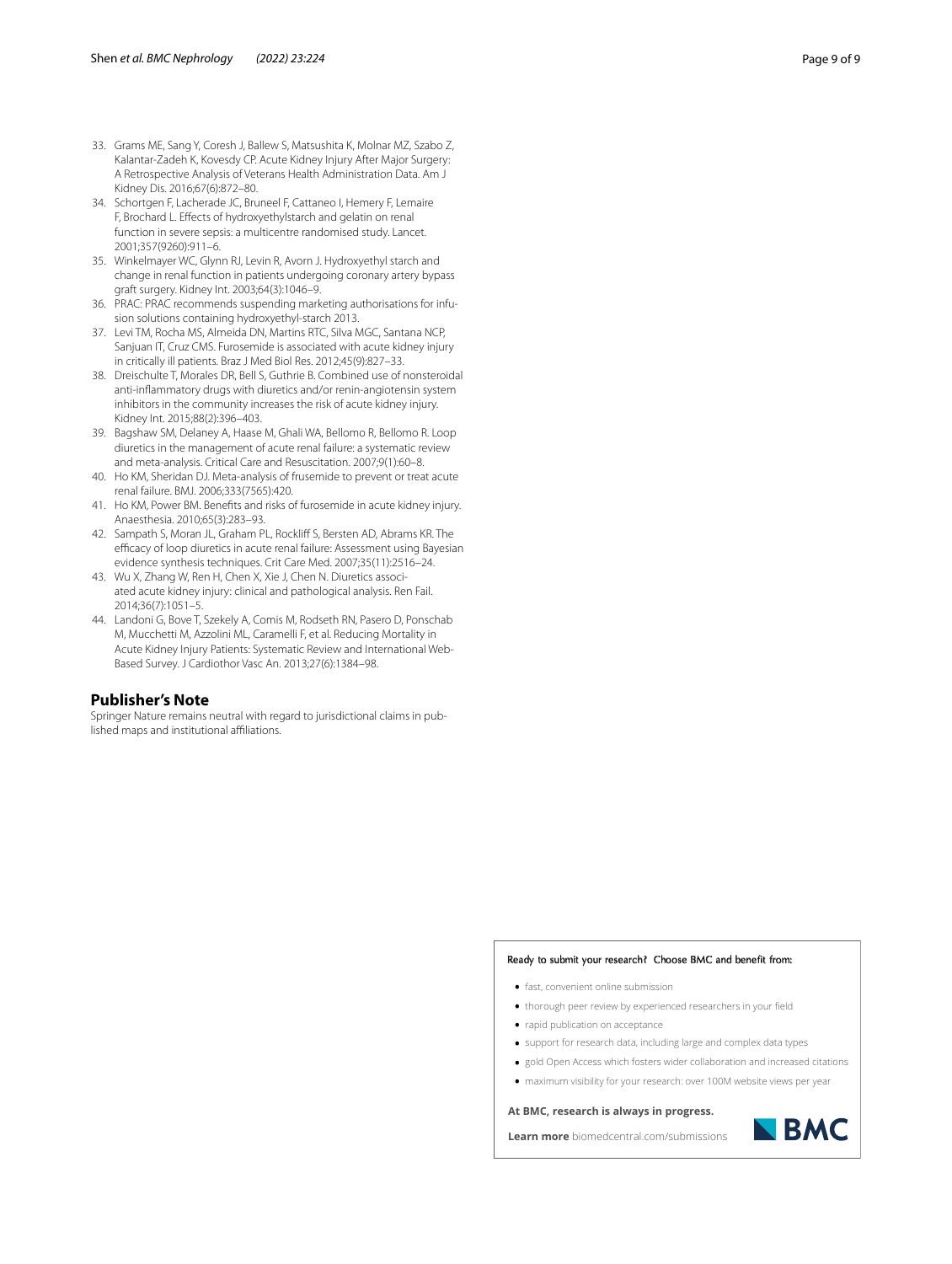33. Grams ME, Sang Y, Coresh J, Ballew S, Matsushita K, Molnar MZ, Szabo Z, Kalantar-Zadeh K, Kovesdy CP. Acute Kidney Injury After Major Surgery: A Retrospective Analysis of Veterans Health Administration Data. Am J Kidney Dis. 2016;67(6):872–80.
34. Schortgen F, Lacherade JC, Bruneel F, Cattaneo I, Hemery F, Lemaire F, Brochard L. Effects of hydroxyethylstarch and gelatin on renal function in severe sepsis: a multicentre randomised study. Lancet. 2001;357(9260):911–6.
35. Winkelmayer WC, Glynn RJ, Levin R, Avorn J. Hydroxyethyl starch and change in renal function in patients undergoing coronary artery bypass graft surgery. Kidney Int. 2003;64(3):1046–9.
36. PRAC: PRAC recommends suspending marketing authorisations for infusion solutions containing hydroxyethyl-starch 2013.
37. Levi TM, Rocha MS, Almeida DN, Martins RTC, Silva MGC, Santana NCP, Sanjuan IT, Cruz CMS. Furosemide is associated with acute kidney injury in critically ill patients. Braz J Med Biol Res. 2012;45(9):827–33.
38. Dreischulte T, Morales DR, Bell S, Guthrie B. Combined use of nonsteroidal anti-inflammatory drugs with diuretics and/or renin-angiotensin system inhibitors in the community increases the risk of acute kidney injury. Kidney Int. 2015;88(2):396–403.
39. Bagshaw SM, Delaney A, Haase M, Ghali WA, Bellomo R, Bellomo R. Loop diuretics in the management of acute renal failure: a systematic review and meta-analysis. Critical Care and Resuscitation. 2007;9(1):60–8.
40. Ho KM, Sheridan DJ. Meta-analysis of frusemide to prevent or treat acute renal failure. BMJ. 2006;333(7565):420.
41. Ho KM, Power BM. Benefits and risks of furosemide in acute kidney injury. Anaesthesia. 2010;65(3):283–93.
42. Sampath S, Moran JL, Graham PL, Rockliff S, Bersten AD, Abrams KR. The efficacy of loop diuretics in acute renal failure: Assessment using Bayesian evidence synthesis techniques. Crit Care Med. 2007;35(11):2516–24.
43. Wu X, Zhang W, Ren H, Chen X, Xie J, Chen N. Diuretics associated acute kidney injury: clinical and pathological analysis. Ren Fail. 2014;36(7):1051–5.
44. Landoni G, Bove T, Szekely A, Comis M, Rodseth RN, Pasero D, Ponschab M, Mucchetti M, Azzolini ML, Caramelli F, et al. Reducing Mortality in Acute Kidney Injury Patients: Systematic Review and International Web-Based Survey. J Cardiothor Vasc An. 2013;27(6):1384–98.

## Publisher's Note

Springer Nature remains neutral with regard to jurisdictional claims in published maps and institutional affiliations.

Ready to submit your research? Choose BMC and benefit from:

- fast, convenient online submission
- thorough peer review by experienced researchers in your field
- rapid publication on acceptance
- support for research data, including large and complex data types
- gold Open Access which fosters wider collaboration and increased citations
- maximum visibility for your research: over 100M website views per year

**At BMC, research is always in progress.**

**Learn more** biomedcentral.com/submissions

BMC